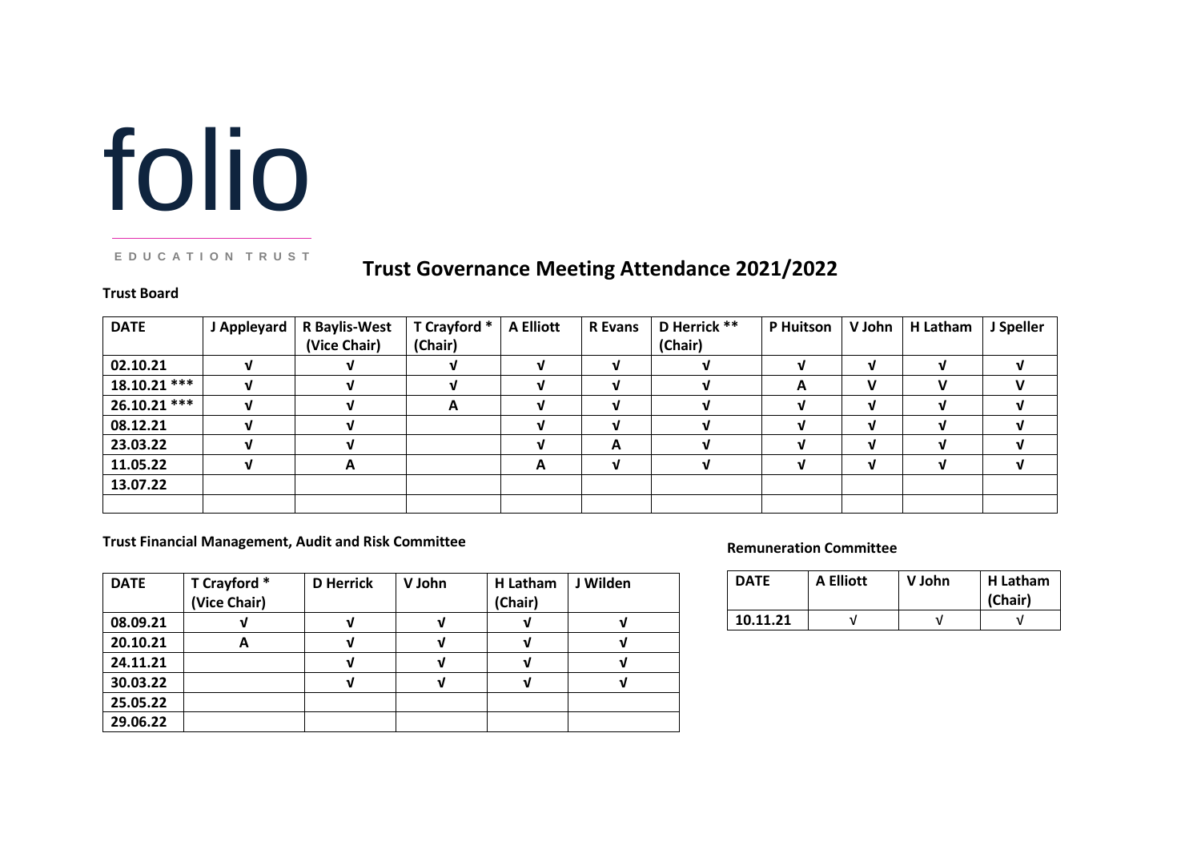# folio

EDUCATION TRUST

## Trust Governance Meeting Attendance 2021/2022

**Trust Board**

| DATE | J Appleyard | R Baylis-West (Vice Chair) | T Crayford * (Chair) | A Elliott | R Evans | D Herrick ** (Chair) | P Huitson | V John | H Latham | J Speller |
|---|---|---|---|---|---|---|---|---|---|---|
| 02.10.21 | √ | √ | √ | √ | √ | √ | √ | √ | √ | √ |
| 18.10.21 *** | √ | √ | √ | √ | √ | √ | A | V | V | V |
| 26.10.21 *** | √ | √ | A | √ | √ | √ | √ | √ | √ | √ |
| 08.12.21 | √ | √ | | √ | √ | √ | √ | √ | √ | √ |
| 23.03.22 | √ | √ | | √ | A | √ | √ | √ | √ | √ |
| 11.05.22 | √ | A | | A | √ | √ | √ | √ | √ | √ |
| 13.07.22 | | | | | | | | | | |
| | | | | | | | | | | |

**Trust Financial Management, Audit and Risk Committee**

| DATE | T Crayford * (Vice Chair) | D Herrick | V John | H Latham (Chair) | J Wilden |
|---|---|---|---|---|---|
| 08.09.21 | √ | √ | √ | √ | √ |
| 20.10.21 | A | √ | √ | √ | √ |
| 24.11.21 | | √ | √ | √ | √ |
| 30.03.22 | | √ | √ | √ | √ |
| 25.05.22 | | | | | |
| 29.06.22 | | | | | |

**Remuneration Committee**

| DATE | A Elliott | V John | H Latham (Chair) |
|---|---|---|---|
| 10.11.21 | √ | √ | √ |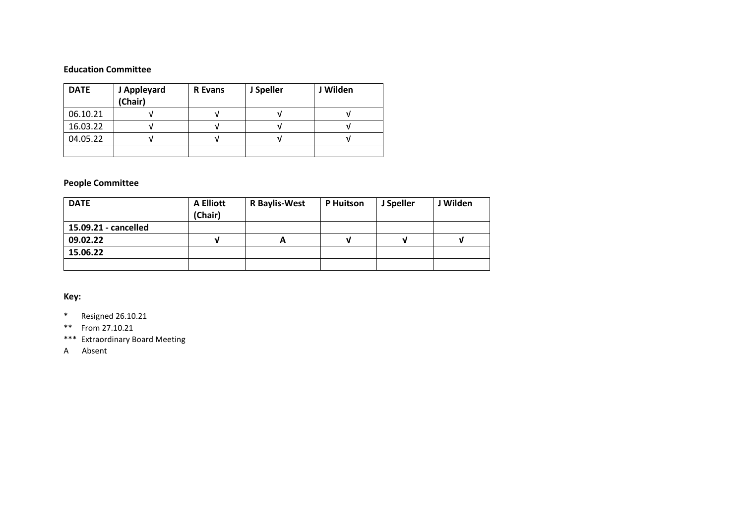**Education Committee**

| DATE | J Appleyard (Chair) | R Evans | J Speller | J Wilden |
|---|---|---|---|---|
| 06.10.21 | √ | √ | √ | √ |
| 16.03.22 | √ | √ | √ | √ |
| 04.05.22 | √ | √ | √ | √ |
| | | | | |

**People Committee**

| DATE | A Elliott (Chair) | R Baylis-West | P Huitson | J Speller | J Wilden |
|---|---|---|---|---|---|
| **15.09.21 - cancelled** | | | | | |
| **09.02.22** | **√** | **A** | **√** | **√** | **√** |
| **15.06.22** | | | | | |
| | | | | | |

**Key:**

\* Resigned 26.10.21

\*\* From 27.10.21

\*\*\* Extraordinary Board Meeting

A Absent